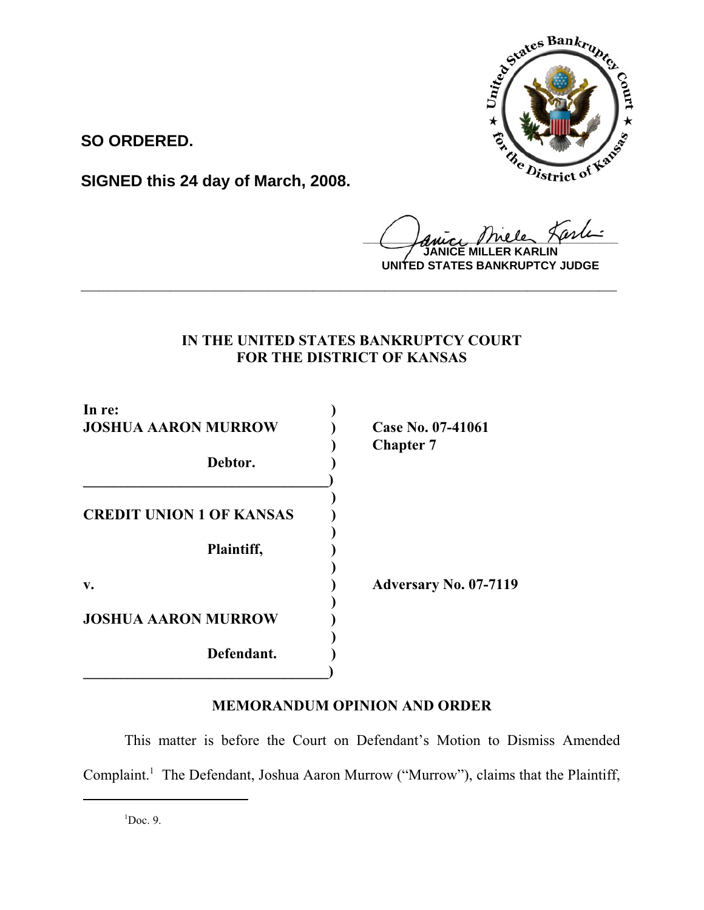**SO ORDERED.**

**SIGNED this 24 day of March, 2008.**

JANICE MILLER KARLIN
UNITED STATES BANKRUPTCY JUDGE

---

**IN THE UNITED STATES BANKRUPTCY COURT FOR THE DISTRICT OF KANSAS**

| | | |
|---|---|---|
| **In re:** | ) | |
| **JOSHUA AARON MURROW** | ) | **Case No. 07-41061** |
| | ) | **Chapter 7** |
| **Debtor.** | ) | |
| | ) | |
| **CREDIT UNION 1 OF KANSAS** | ) | |
| **Plaintiff,** | ) | |
| **v.** | ) | **Adversary No. 07-7119** |
| **JOSHUA AARON MURROW** | ) | |
| **Defendant.** | ) | |

## MEMORANDUM OPINION AND ORDER

This matter is before the Court on Defendant's Motion to Dismiss Amended Complaint.[1] The Defendant, Joshua Aaron Murrow ("Murrow"), claims that the Plaintiff,

[1] Doc. 9.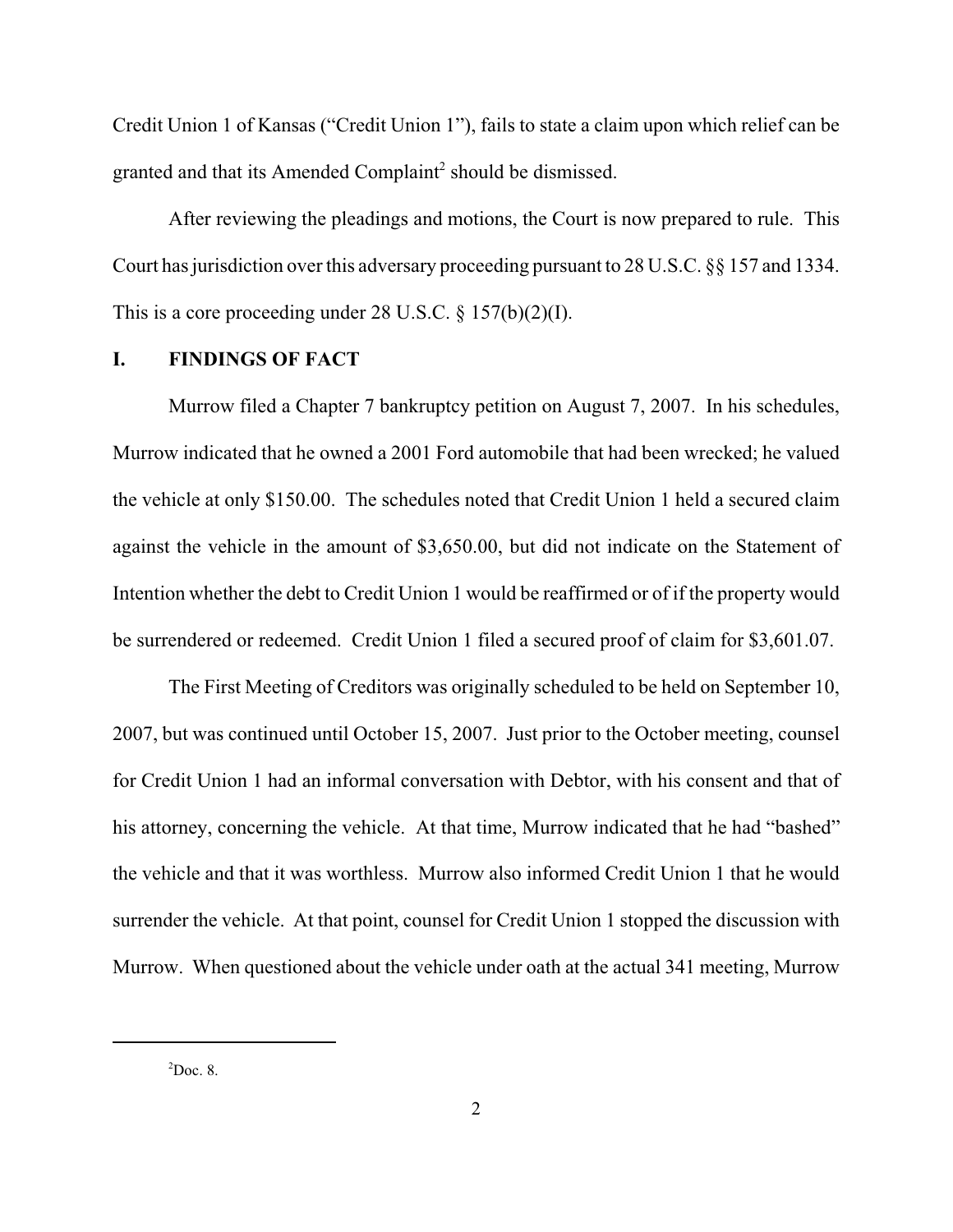Credit Union 1 of Kansas ("Credit Union 1"), fails to state a claim upon which relief can be granted and that its Amended Complaint[2] should be dismissed.

After reviewing the pleadings and motions, the Court is now prepared to rule. This Court has jurisdiction over this adversary proceeding pursuant to 28 U.S.C. §§ 157 and 1334. This is a core proceeding under 28 U.S.C. § 157(b)(2)(I).

## I. FINDINGS OF FACT

Murrow filed a Chapter 7 bankruptcy petition on August 7, 2007. In his schedules, Murrow indicated that he owned a 2001 Ford automobile that had been wrecked; he valued the vehicle at only $150.00. The schedules noted that Credit Union 1 held a secured claim against the vehicle in the amount of $3,650.00, but did not indicate on the Statement of Intention whether the debt to Credit Union 1 would be reaffirmed or of if the property would be surrendered or redeemed. Credit Union 1 filed a secured proof of claim for $3,601.07.

The First Meeting of Creditors was originally scheduled to be held on September 10, 2007, but was continued until October 15, 2007. Just prior to the October meeting, counsel for Credit Union 1 had an informal conversation with Debtor, with his consent and that of his attorney, concerning the vehicle. At that time, Murrow indicated that he had "bashed" the vehicle and that it was worthless. Murrow also informed Credit Union 1 that he would surrender the vehicle. At that point, counsel for Credit Union 1 stopped the discussion with Murrow. When questioned about the vehicle under oath at the actual 341 meeting, Murrow

[2] Doc. 8.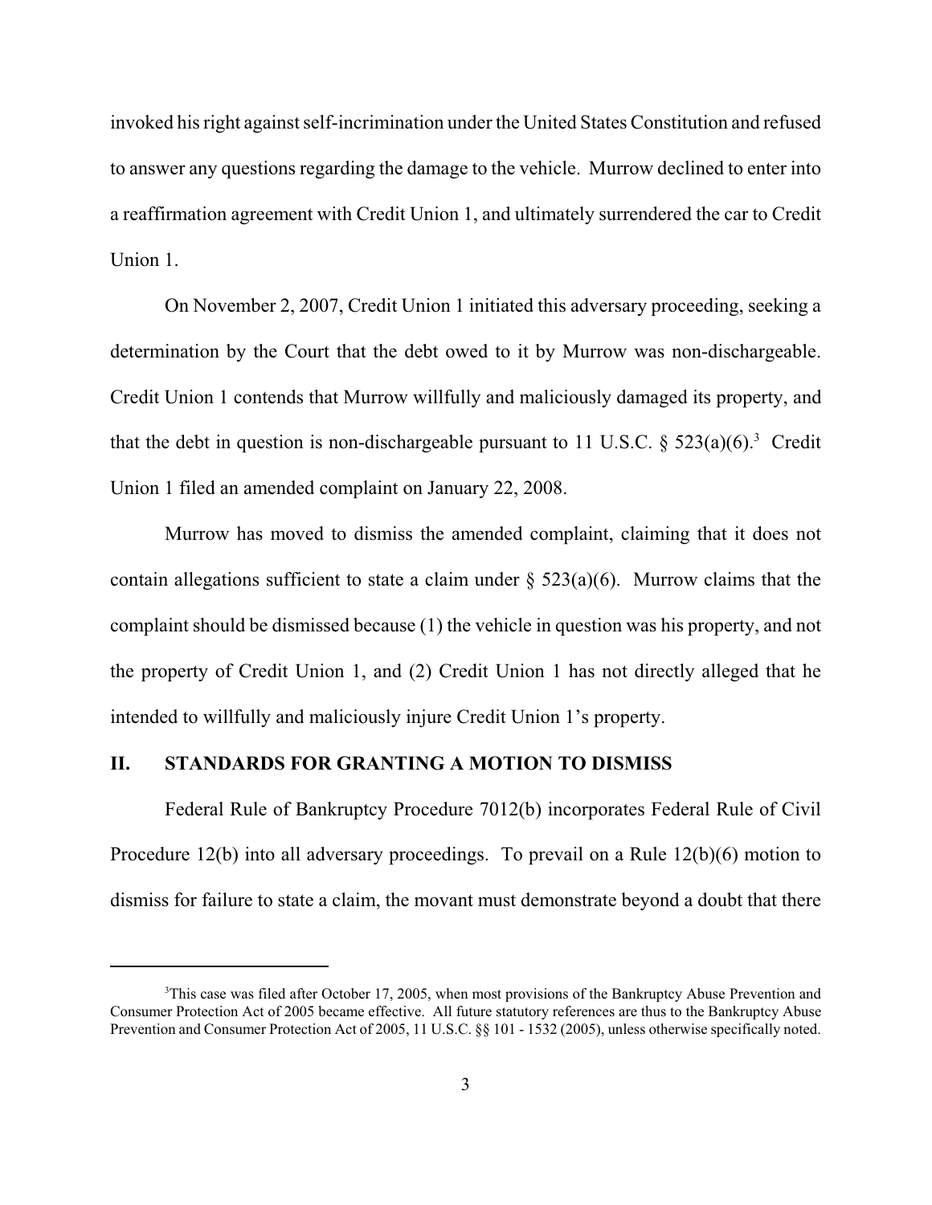invoked his right against self-incrimination under the United States Constitution and refused to answer any questions regarding the damage to the vehicle. Murrow declined to enter into a reaffirmation agreement with Credit Union 1, and ultimately surrendered the car to Credit Union 1.

On November 2, 2007, Credit Union 1 initiated this adversary proceeding, seeking a determination by the Court that the debt owed to it by Murrow was non-dischargeable. Credit Union 1 contends that Murrow willfully and maliciously damaged its property, and that the debt in question is non-dischargeable pursuant to 11 U.S.C. § 523(a)(6).[3] Credit Union 1 filed an amended complaint on January 22, 2008.

Murrow has moved to dismiss the amended complaint, claiming that it does not contain allegations sufficient to state a claim under § 523(a)(6). Murrow claims that the complaint should be dismissed because (1) the vehicle in question was his property, and not the property of Credit Union 1, and (2) Credit Union 1 has not directly alleged that he intended to willfully and maliciously injure Credit Union 1's property.

## II. STANDARDS FOR GRANTING A MOTION TO DISMISS

Federal Rule of Bankruptcy Procedure 7012(b) incorporates Federal Rule of Civil Procedure 12(b) into all adversary proceedings. To prevail on a Rule 12(b)(6) motion to dismiss for failure to state a claim, the movant must demonstrate beyond a doubt that there

---

[3]This case was filed after October 17, 2005, when most provisions of the Bankruptcy Abuse Prevention and Consumer Protection Act of 2005 became effective. All future statutory references are thus to the Bankruptcy Abuse Prevention and Consumer Protection Act of 2005, 11 U.S.C. §§ 101 - 1532 (2005), unless otherwise specifically noted.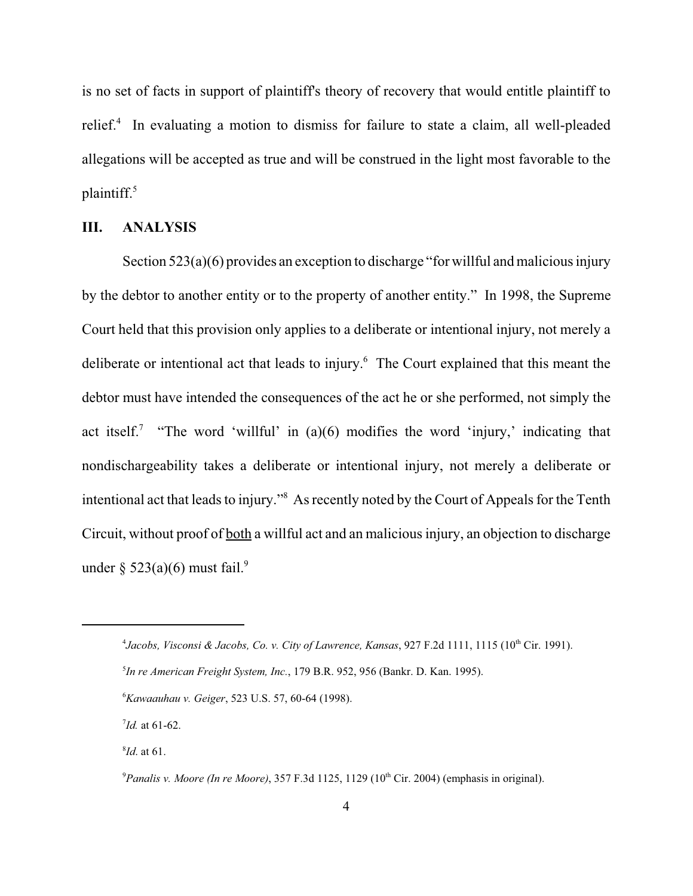is no set of facts in support of plaintiff's theory of recovery that would entitle plaintiff to relief.[4] In evaluating a motion to dismiss for failure to state a claim, all well-pleaded allegations will be accepted as true and will be construed in the light most favorable to the plaintiff.[5]

## III. ANALYSIS

Section 523(a)(6) provides an exception to discharge "for willful and malicious injury by the debtor to another entity or to the property of another entity." In 1998, the Supreme Court held that this provision only applies to a deliberate or intentional injury, not merely a deliberate or intentional act that leads to injury.[6] The Court explained that this meant the debtor must have intended the consequences of the act he or she performed, not simply the act itself.[7] "The word 'willful' in (a)(6) modifies the word 'injury,' indicating that nondischargeability takes a deliberate or intentional injury, not merely a deliberate or intentional act that leads to injury."[8] As recently noted by the Court of Appeals for the Tenth Circuit, without proof of <u>both</u> a willful act and an malicious injury, an objection to discharge under § 523(a)(6) must fail.[9]

---

[4] *Jacobs, Visconsi & Jacobs, Co. v. City of Lawrence, Kansas*, 927 F.2d 1111, 1115 (10th Cir. 1991).

[5] *In re American Freight System, Inc.*, 179 B.R. 952, 956 (Bankr. D. Kan. 1995).

[6] *Kawaauhau v. Geiger*, 523 U.S. 57, 60-64 (1998).

[7] *Id.* at 61-62.

[8] *Id.* at 61.

[9] *Panalis v. Moore (In re Moore)*, 357 F.3d 1125, 1129 (10th Cir. 2004) (emphasis in original).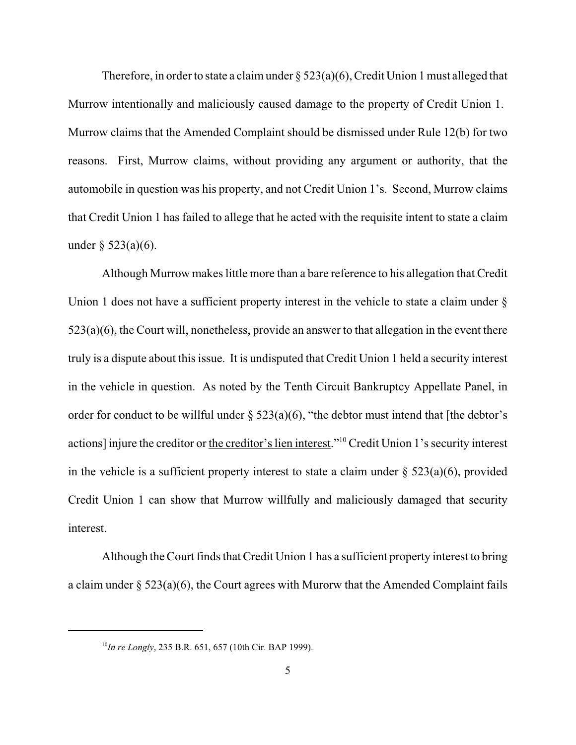Therefore, in order to state a claim under § 523(a)(6), Credit Union 1 must alleged that Murrow intentionally and maliciously caused damage to the property of Credit Union 1. Murrow claims that the Amended Complaint should be dismissed under Rule 12(b) for two reasons. First, Murrow claims, without providing any argument or authority, that the automobile in question was his property, and not Credit Union 1's. Second, Murrow claims that Credit Union 1 has failed to allege that he acted with the requisite intent to state a claim under § 523(a)(6).

Although Murrow makes little more than a bare reference to his allegation that Credit Union 1 does not have a sufficient property interest in the vehicle to state a claim under § 523(a)(6), the Court will, nonetheless, provide an answer to that allegation in the event there truly is a dispute about this issue. It is undisputed that Credit Union 1 held a security interest in the vehicle in question. As noted by the Tenth Circuit Bankruptcy Appellate Panel, in order for conduct to be willful under § 523(a)(6), "the debtor must intend that [the debtor's actions] injure the creditor or <u>the creditor's lien interest</u>."[10] Credit Union 1's security interest in the vehicle is a sufficient property interest to state a claim under § 523(a)(6), provided Credit Union 1 can show that Murrow willfully and maliciously damaged that security interest.

Although the Court finds that Credit Union 1 has a sufficient property interest to bring a claim under § 523(a)(6), the Court agrees with Murorw that the Amended Complaint fails

---

[10]*In re Longly*, 235 B.R. 651, 657 (10th Cir. BAP 1999).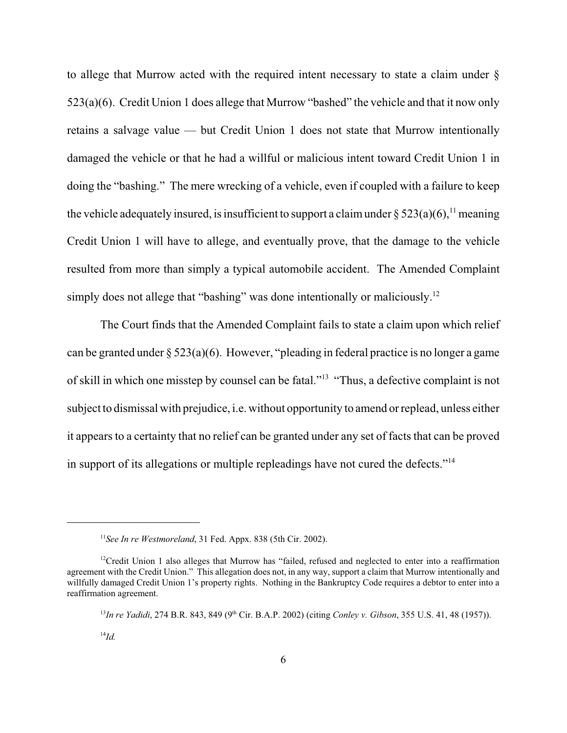to allege that Murrow acted with the required intent necessary to state a claim under § 523(a)(6). Credit Union 1 does allege that Murrow "bashed" the vehicle and that it now only retains a salvage value — but Credit Union 1 does not state that Murrow intentionally damaged the vehicle or that he had a willful or malicious intent toward Credit Union 1 in doing the "bashing." The mere wrecking of a vehicle, even if coupled with a failure to keep the vehicle adequately insured, is insufficient to support a claim under § 523(a)(6),[11] meaning Credit Union 1 will have to allege, and eventually prove, that the damage to the vehicle resulted from more than simply a typical automobile accident. The Amended Complaint simply does not allege that "bashing" was done intentionally or maliciously.[12]

The Court finds that the Amended Complaint fails to state a claim upon which relief can be granted under § 523(a)(6). However, "pleading in federal practice is no longer a game of skill in which one misstep by counsel can be fatal."[13] "Thus, a defective complaint is not subject to dismissal with prejudice, i.e. without opportunity to amend or replead, unless either it appears to a certainty that no relief can be granted under any set of facts that can be proved in support of its allegations or multiple repleadings have not cured the defects."[14]

---

[11] *See In re Westmoreland*, 31 Fed. Appx. 838 (5th Cir. 2002).

[12] Credit Union 1 also alleges that Murrow has "failed, refused and neglected to enter into a reaffirmation agreement with the Credit Union." This allegation does not, in any way, support a claim that Murrow intentionally and willfully damaged Credit Union 1's property rights. Nothing in the Bankruptcy Code requires a debtor to enter into a reaffirmation agreement.

[13] *In re Yadidi*, 274 B.R. 843, 849 (9th Cir. B.A.P. 2002) (citing *Conley v. Gibson*, 355 U.S. 41, 48 (1957)).

[14] *Id.*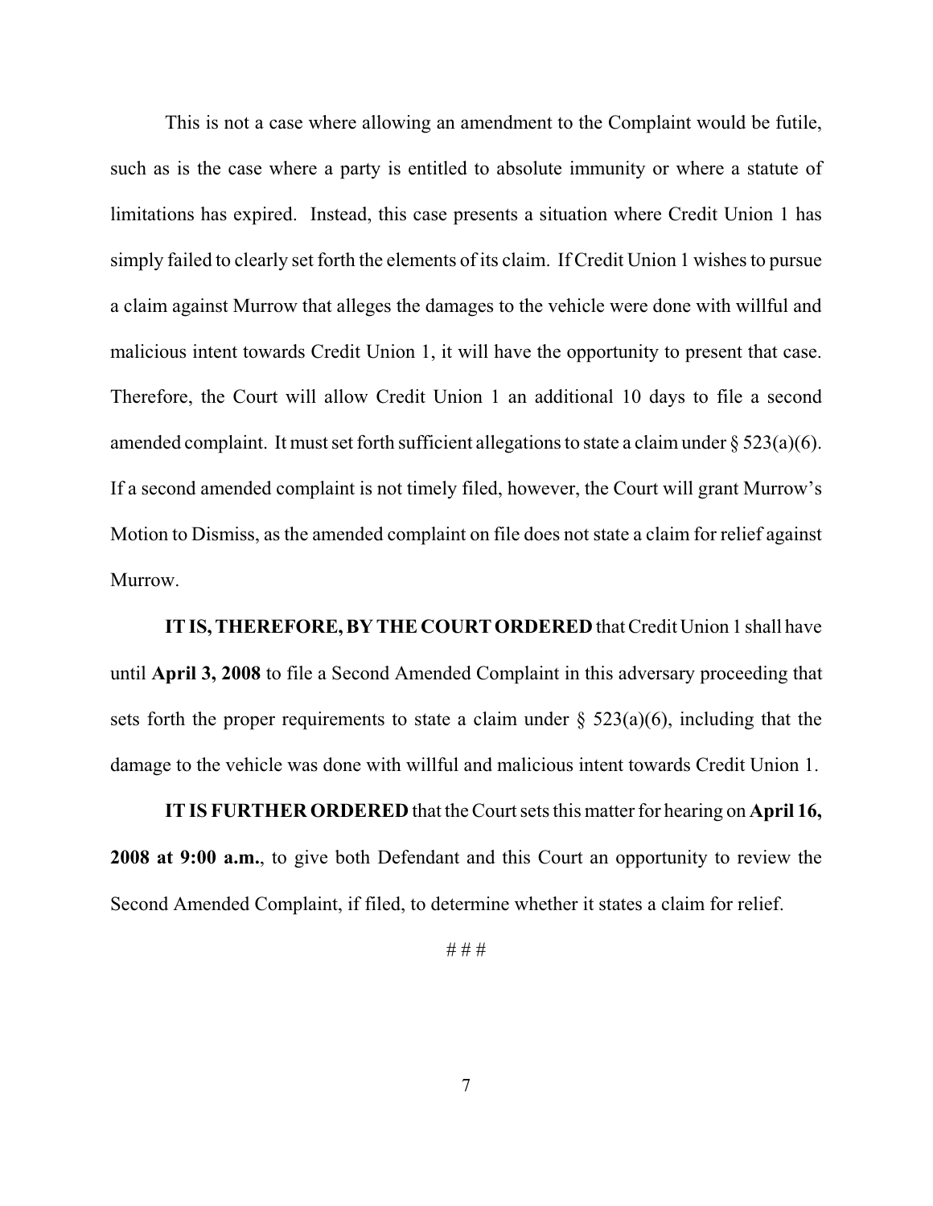This is not a case where allowing an amendment to the Complaint would be futile, such as is the case where a party is entitled to absolute immunity or where a statute of limitations has expired. Instead, this case presents a situation where Credit Union 1 has simply failed to clearly set forth the elements of its claim. If Credit Union 1 wishes to pursue a claim against Murrow that alleges the damages to the vehicle were done with willful and malicious intent towards Credit Union 1, it will have the opportunity to present that case. Therefore, the Court will allow Credit Union 1 an additional 10 days to file a second amended complaint. It must set forth sufficient allegations to state a claim under § 523(a)(6). If a second amended complaint is not timely filed, however, the Court will grant Murrow's Motion to Dismiss, as the amended complaint on file does not state a claim for relief against Murrow.

**IT IS, THEREFORE, BY THE COURT ORDERED** that Credit Union 1 shall have until **April 3, 2008** to file a Second Amended Complaint in this adversary proceeding that sets forth the proper requirements to state a claim under § 523(a)(6), including that the damage to the vehicle was done with willful and malicious intent towards Credit Union 1.

**IT IS FURTHER ORDERED** that the Court sets this matter for hearing on **April 16, 2008 at 9:00 a.m.**, to give both Defendant and this Court an opportunity to review the Second Amended Complaint, if filed, to determine whether it states a claim for relief.

# # #